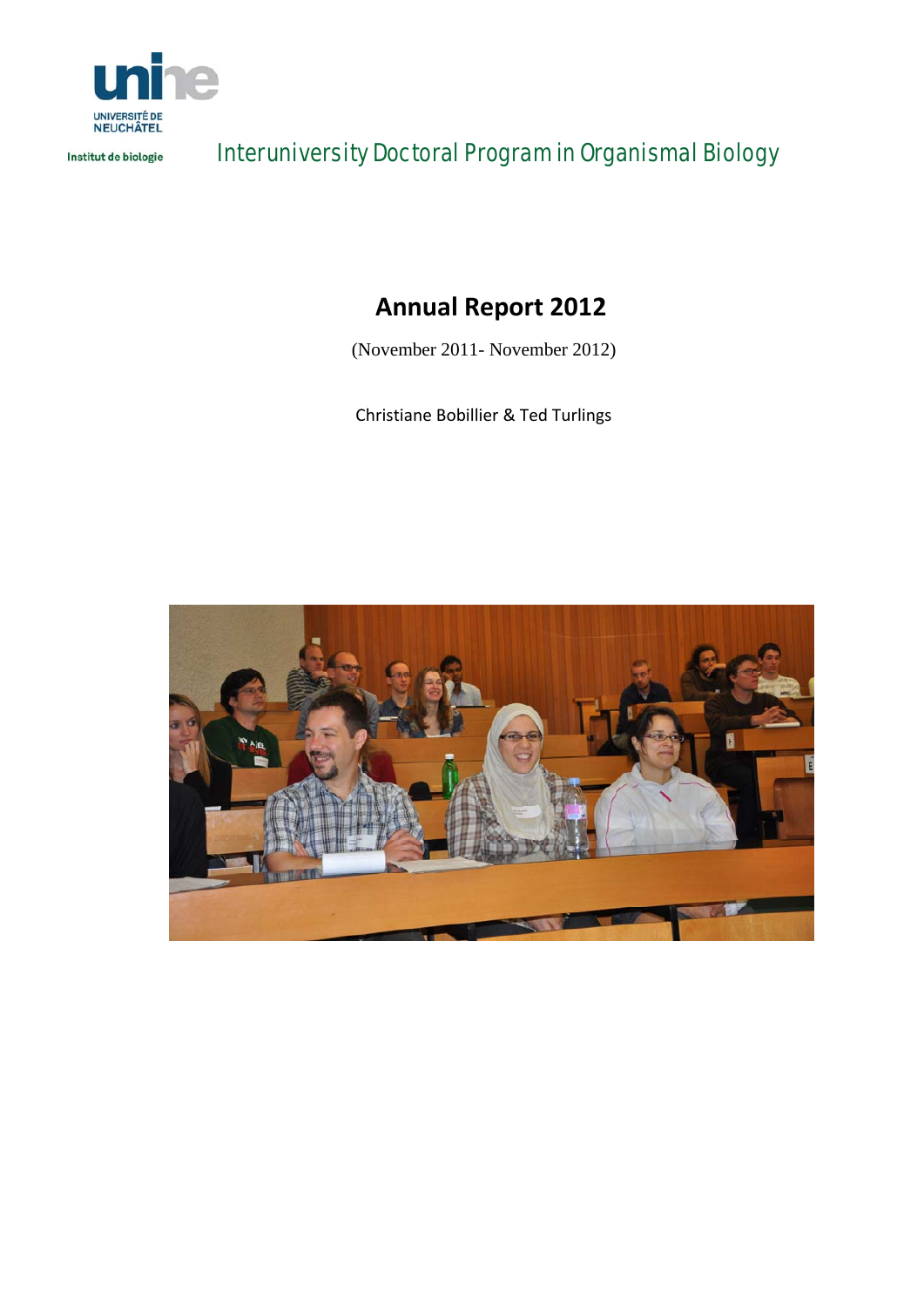UNIVERSITÉ DE NEUCHÂTEL

Institut de biologie

Interuniversity Doctoral Program in Organismal Biology

# Annual Report 2012

(November 2011- November 2012)

Christiane Bobillier & Ted Turlings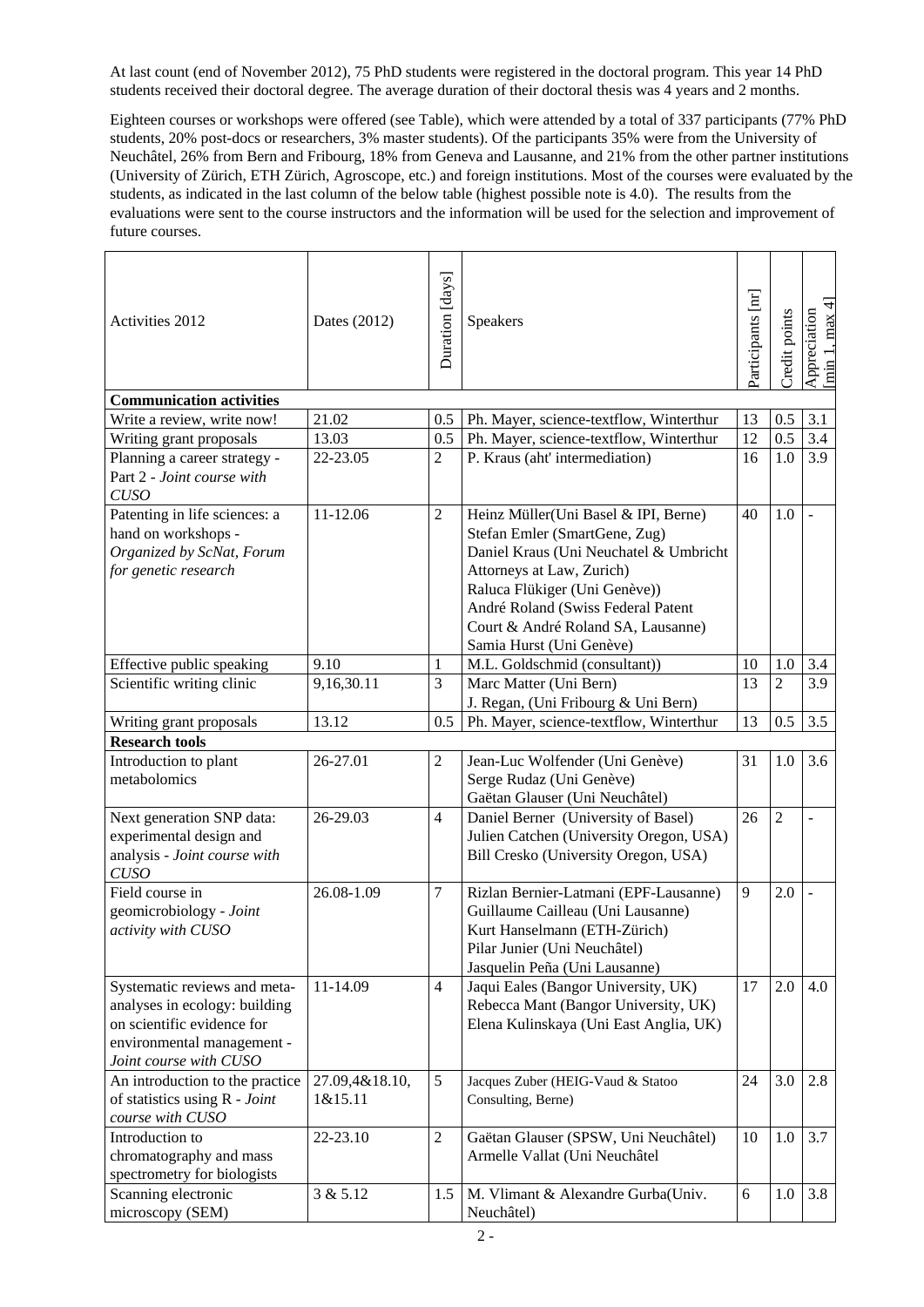At last count (end of November 2012), 75 PhD students were registered in the doctoral program. This year 14 PhD students received their doctoral degree. The average duration of their doctoral thesis was 4 years and 2 months.

Eighteen courses or workshops were offered (see Table), which were attended by a total of 337 participants (77% PhD students, 20% post-docs or researchers, 3% master students). Of the participants 35% were from the University of Neuchâtel, 26% from Bern and Fribourg, 18% from Geneva and Lausanne, and 21% from the other partner institutions (University of Zürich, ETH Zürich, Agroscope, etc.) and foreign institutions. Most of the courses were evaluated by the students, as indicated in the last column of the below table (highest possible note is 4.0). The results from the evaluations were sent to the course instructors and the information will be used for the selection and improvement of future courses.

| Activities 2012 | Dates (2012) | Duration [days] | Speakers | Participants [nr] | Credit points | Appreciation [min 1, max 4] |
|---|---|---|---|---|---|---|
| **Communication activities** | | | | | | |
| Write a review, write now! | 21.02 | 0.5 | Ph. Mayer, science-textflow, Winterthur | 13 | 0.5 | 3.1 |
| Writing grant proposals | 13.03 | 0.5 | Ph. Mayer, science-textflow, Winterthur | 12 | 0.5 | 3.4 |
| Planning a career strategy - Part 2 - *Joint course with CUSO* | 22-23.05 | 2 | P. Kraus (aht' intermediation) | 16 | 1.0 | 3.9 |
| Patenting in life sciences: a hand on workshops - *Organized by ScNat, Forum for genetic research* | 11-12.06 | 2 | Heinz Müller(Uni Basel & IPI, Berne) Stefan Emler (SmartGene, Zug) Daniel Kraus (Uni Neuchatel & Umbricht Attorneys at Law, Zurich) Raluca Flükiger (Uni Genève)) André Roland (Swiss Federal Patent Court & André Roland SA, Lausanne) Samia Hurst (Uni Genève) | 40 | 1.0 | - |
| Effective public speaking | 9.10 | 1 | M.L. Goldschmid (consultant)) | 10 | 1.0 | 3.4 |
| Scientific writing clinic | 9,16,30.11 | 3 | Marc Matter (Uni Bern) J. Regan, (Uni Fribourg & Uni Bern) | 13 | 2 | 3.9 |
| Writing grant proposals | 13.12 | 0.5 | Ph. Mayer, science-textflow, Winterthur | 13 | 0.5 | 3.5 |
| **Research tools** | | | | | | |
| Introduction to plant metabolomics | 26-27.01 | 2 | Jean-Luc Wolfender (Uni Genève) Serge Rudaz (Uni Genève) Gaëtan Glauser (Uni Neuchâtel) | 31 | 1.0 | 3.6 |
| Next generation SNP data: experimental design and analysis - *Joint course with CUSO* | 26-29.03 | 4 | Daniel Berner (University of Basel) Julien Catchen (University Oregon, USA) Bill Cresko (University Oregon, USA) | 26 | 2 | - |
| Field course in geomicrobiology - *Joint activity with CUSO* | 26.08-1.09 | 7 | Rizlan Bernier-Latmani (EPF-Lausanne) Guillaume Cailleau (Uni Lausanne) Kurt Hanselmann (ETH-Zürich) Pilar Junier (Uni Neuchâtel) Jasquelin Peña (Uni Lausanne) | 9 | 2.0 | - |
| Systematic reviews and meta-analyses in ecology: building on scientific evidence for environmental management - *Joint course with CUSO* | 11-14.09 | 4 | Jaqui Eales (Bangor University, UK) Rebecca Mant (Bangor University, UK) Elena Kulinskaya (Uni East Anglia, UK) | 17 | 2.0 | 4.0 |
| An introduction to the practice of statistics using R - *Joint course with CUSO* | 27.09,4&18.10, 1&15.11 | 5 | Jacques Zuber (HEIG-Vaud & Statoo Consulting, Berne) | 24 | 3.0 | 2.8 |
| Introduction to chromatography and mass spectrometry for biologists | 22-23.10 | 2 | Gaëtan Glauser (SPSW, Uni Neuchâtel) Armelle Vallat (Uni Neuchâtel | 10 | 1.0 | 3.7 |
| Scanning electronic microscopy (SEM) | 3 & 5.12 | 1.5 | M. Vlimant & Alexandre Gurba(Univ. Neuchâtel) | 6 | 1.0 | 3.8 |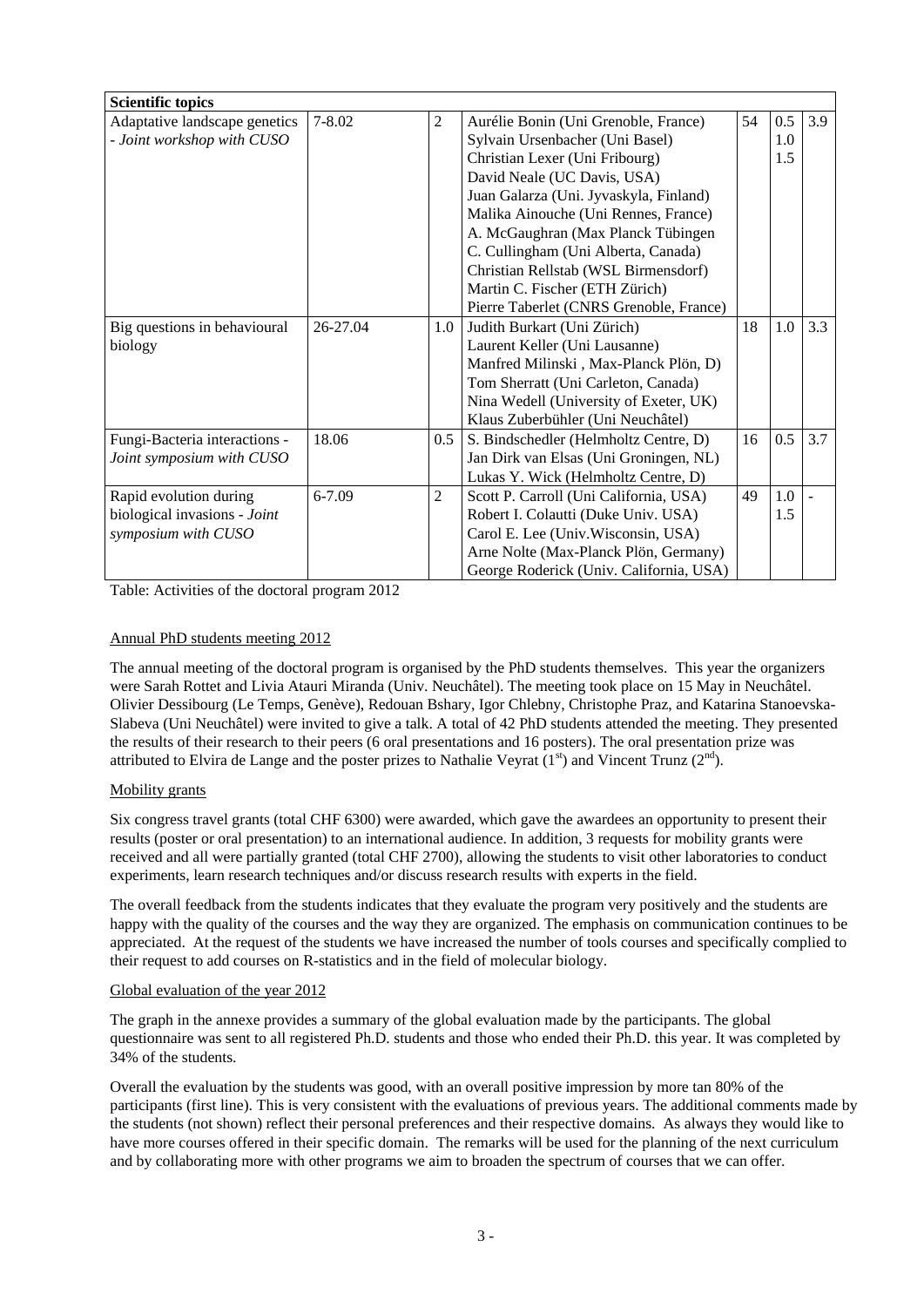| Scientific topics | | | | | | |
|---|---|---|---|---|---|---|
| Adaptative landscape genetics - *Joint workshop with CUSO* | 7-8.02 | 2 | Aurélie Bonin (Uni Grenoble, France)<br>Sylvain Ursenbacher (Uni Basel)<br>Christian Lexer (Uni Fribourg)<br>David Neale (UC Davis, USA)<br>Juan Galarza (Uni. Jyvaskyla, Finland)<br>Malika Ainouche (Uni Rennes, France)<br>A. McGaughran (Max Planck Tübingen<br>C. Cullingham (Uni Alberta, Canada)<br>Christian Rellstab (WSL Birmensdorf)<br>Martin C. Fischer (ETH Zürich)<br>Pierre Taberlet (CNRS Grenoble, France) | 54 | 0.5<br>1.0<br>1.5 | 3.9 |
| Big questions in behavioural biology | 26-27.04 | 1.0 | Judith Burkart (Uni Zürich)<br>Laurent Keller (Uni Lausanne)<br>Manfred Milinski , Max-Planck Plön, D)<br>Tom Sherratt (Uni Carleton, Canada)<br>Nina Wedell (University of Exeter, UK)<br>Klaus Zuberbühler (Uni Neuchâtel) | 18 | 1.0 | 3.3 |
| Fungi-Bacteria interactions - *Joint symposium with CUSO* | 18.06 | 0.5 | S. Bindschedler (Helmholtz Centre, D)<br>Jan Dirk van Elsas (Uni Groningen, NL)<br>Lukas Y. Wick (Helmholtz Centre, D) | 16 | 0.5 | 3.7 |
| Rapid evolution during biological invasions - *Joint symposium with CUSO* | 6-7.09 | 2 | Scott P. Carroll (Uni California, USA)<br>Robert I. Colautti (Duke Univ. USA)<br>Carol E. Lee (Univ.Wisconsin, USA)<br>Arne Nolte (Max-Planck Plön, Germany)<br>George Roderick (Univ. California, USA) | 49 | 1.0<br>1.5 | - |

Table: Activities of the doctoral program 2012

Annual PhD students meeting 2012

The annual meeting of the doctoral program is organised by the PhD students themselves. This year the organizers were Sarah Rottet and Livia Atauri Miranda (Univ. Neuchâtel). The meeting took place on 15 May in Neuchâtel. Olivier Dessibourg (Le Temps, Genève), Redouan Bshary, Igor Chlebny, Christophe Praz, and Katarina Stanoevska-Slabeva (Uni Neuchâtel) were invited to give a talk. A total of 42 PhD students attended the meeting. They presented the results of their research to their peers (6 oral presentations and 16 posters). The oral presentation prize was attributed to Elvira de Lange and the poster prizes to Nathalie Veyrat (1st) and Vincent Trunz (2nd).

Mobility grants

Six congress travel grants (total CHF 6300) were awarded, which gave the awardees an opportunity to present their results (poster or oral presentation) to an international audience. In addition, 3 requests for mobility grants were received and all were partially granted (total CHF 2700), allowing the students to visit other laboratories to conduct experiments, learn research techniques and/or discuss research results with experts in the field.

The overall feedback from the students indicates that they evaluate the program very positively and the students are happy with the quality of the courses and the way they are organized. The emphasis on communication continues to be appreciated. At the request of the students we have increased the number of tools courses and specifically complied to their request to add courses on R-statistics and in the field of molecular biology.

Global evaluation of the year 2012

The graph in the annexe provides a summary of the global evaluation made by the participants. The global questionnaire was sent to all registered Ph.D. students and those who ended their Ph.D. this year. It was completed by 34% of the students.

Overall the evaluation by the students was good, with an overall positive impression by more tan 80% of the participants (first line). This is very consistent with the evaluations of previous years. The additional comments made by the students (not shown) reflect their personal preferences and their respective domains. As always they would like to have more courses offered in their specific domain. The remarks will be used for the planning of the next curriculum and by collaborating more with other programs we aim to broaden the spectrum of courses that we can offer.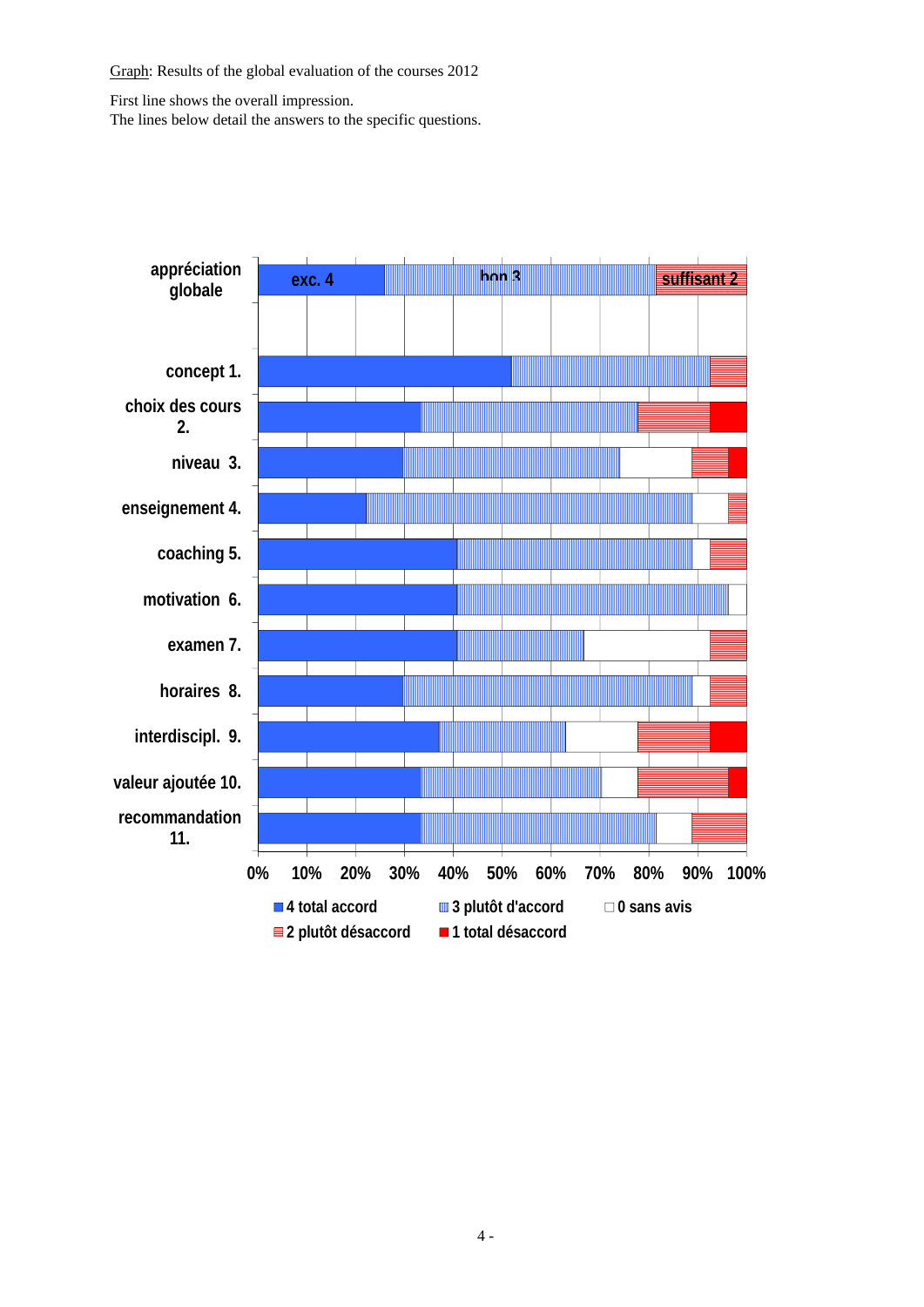Graph: Results of the global evaluation of the courses 2012

First line shows the overall impression.
The lines below detail the answers to the specific questions.

appréciation globale

exc. 4

bon 3

suffisant 2

concept 1.

choix des cours 2.

niveau 3.

enseignement 4.

coaching 5.

motivation 6.

examen 7.

horaires 8.

interdiscipl. 9.

valeur ajoutée 10.

recommandation 11.

0% 10% 20% 30% 40% 50% 60% 70% 80% 90% 100%

4 total accord

3 plutôt d'accord

0 sans avis

2 plutôt désaccord

1 total désaccord